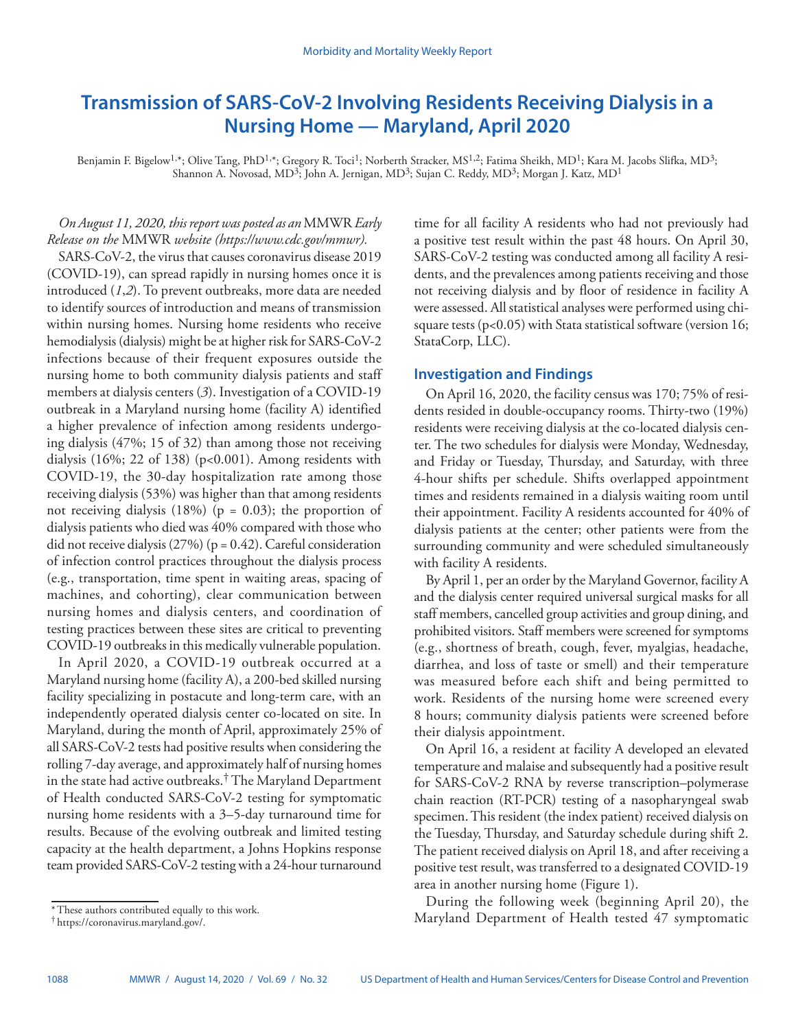# Transmission of SARS-CoV-2 Involving Residents Receiving Dialysis in a Nursing Home — Maryland, April 2020

Benjamin F. Bigelow[1,*]; Olive Tang, PhD[1,*]; Gregory R. Toci[1]; Norberth Stracker, MS[1,2]; Fatima Sheikh, MD[1]; Kara M. Jacobs Slifka, MD[3]; Shannon A. Novosad, MD[3]; John A. Jernigan, MD[3]; Sujan C. Reddy, MD[3]; Morgan J. Katz, MD[1]

*On August 11, 2020, this report was posted as an* MMWR *Early Release on the* MMWR *website (https://www.cdc.gov/mmwr).*

SARS-CoV-2, the virus that causes coronavirus disease 2019 (COVID-19), can spread rapidly in nursing homes once it is introduced (*1*,*2*). To prevent outbreaks, more data are needed to identify sources of introduction and means of transmission within nursing homes. Nursing home residents who receive hemodialysis (dialysis) might be at higher risk for SARS-CoV-2 infections because of their frequent exposures outside the nursing home to both community dialysis patients and staff members at dialysis centers (*3*). Investigation of a COVID-19 outbreak in a Maryland nursing home (facility A) identified a higher prevalence of infection among residents undergoing dialysis (47%; 15 of 32) than among those not receiving dialysis (16%; 22 of 138) ($p<0.001$). Among residents with COVID-19, the 30-day hospitalization rate among those receiving dialysis (53%) was higher than that among residents not receiving dialysis (18%) ($p = 0.03$); the proportion of dialysis patients who died was 40% compared with those who did not receive dialysis (27%) ($p = 0.42$). Careful consideration of infection control practices throughout the dialysis process (e.g., transportation, time spent in waiting areas, spacing of machines, and cohorting), clear communication between nursing homes and dialysis centers, and coordination of testing practices between these sites are critical to preventing COVID-19 outbreaks in this medically vulnerable population.

In April 2020, a COVID-19 outbreak occurred at a Maryland nursing home (facility A), a 200-bed skilled nursing facility specializing in postacute and long-term care, with an independently operated dialysis center co-located on site. In Maryland, during the month of April, approximately 25% of all SARS-CoV-2 tests had positive results when considering the rolling 7-day average, and approximately half of nursing homes in the state had active outbreaks.[†] The Maryland Department of Health conducted SARS-CoV-2 testing for symptomatic nursing home residents with a 3–5-day turnaround time for results. Because of the evolving outbreak and limited testing capacity at the health department, a Johns Hopkins response team provided SARS-CoV-2 testing with a 24-hour turnaround time for all facility A residents who had not previously had a positive test result within the past 48 hours. On April 30, SARS-CoV-2 testing was conducted among all facility A residents, and the prevalences among patients receiving and those not receiving dialysis and by floor of residence in facility A were assessed. All statistical analyses were performed using chi-square tests ($p<0.05$) with Stata statistical software (version 16; StataCorp, LLC).

## Investigation and Findings

On April 16, 2020, the facility census was 170; 75% of residents resided in double-occupancy rooms. Thirty-two (19%) residents were receiving dialysis at the co-located dialysis center. The two schedules for dialysis were Monday, Wednesday, and Friday or Tuesday, Thursday, and Saturday, with three 4-hour shifts per schedule. Shifts overlapped appointment times and residents remained in a dialysis waiting room until their appointment. Facility A residents accounted for 40% of dialysis patients at the center; other patients were from the surrounding community and were scheduled simultaneously with facility A residents.

By April 1, per an order by the Maryland Governor, facility A and the dialysis center required universal surgical masks for all staff members, cancelled group activities and group dining, and prohibited visitors. Staff members were screened for symptoms (e.g., shortness of breath, cough, fever, myalgias, headache, diarrhea, and loss of taste or smell) and their temperature was measured before each shift and being permitted to work. Residents of the nursing home were screened every 8 hours; community dialysis patients were screened before their dialysis appointment.

On April 16, a resident at facility A developed an elevated temperature and malaise and subsequently had a positive result for SARS-CoV-2 RNA by reverse transcription–polymerase chain reaction (RT-PCR) testing of a nasopharyngeal swab specimen. This resident (the index patient) received dialysis on the Tuesday, Thursday, and Saturday schedule during shift 2. The patient received dialysis on April 18, and after receiving a positive test result, was transferred to a designated COVID-19 area in another nursing home (Figure 1).

During the following week (beginning April 20), the Maryland Department of Health tested 47 symptomatic

* These authors contributed equally to this work.

† https://coronavirus.maryland.gov/.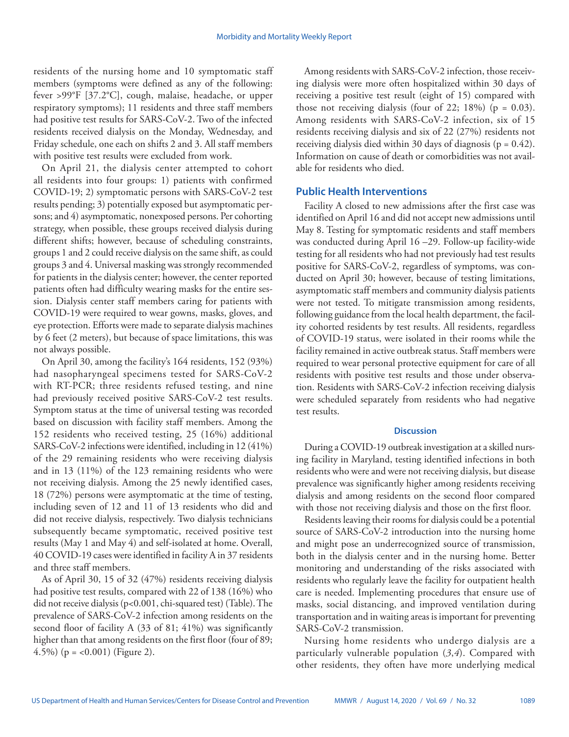residents of the nursing home and 10 symptomatic staff members (symptoms were defined as any of the following: fever >99°F [37.2°C], cough, malaise, headache, or upper respiratory symptoms); 11 residents and three staff members had positive test results for SARS-CoV-2. Two of the infected residents received dialysis on the Monday, Wednesday, and Friday schedule, one each on shifts 2 and 3. All staff members with positive test results were excluded from work.

On April 21, the dialysis center attempted to cohort all residents into four groups: 1) patients with confirmed COVID-19; 2) symptomatic persons with SARS-CoV-2 test results pending; 3) potentially exposed but asymptomatic persons; and 4) asymptomatic, nonexposed persons. Per cohorting strategy, when possible, these groups received dialysis during different shifts; however, because of scheduling constraints, groups 1 and 2 could receive dialysis on the same shift, as could groups 3 and 4. Universal masking was strongly recommended for patients in the dialysis center; however, the center reported patients often had difficulty wearing masks for the entire session. Dialysis center staff members caring for patients with COVID-19 were required to wear gowns, masks, gloves, and eye protection. Efforts were made to separate dialysis machines by 6 feet (2 meters), but because of space limitations, this was not always possible.

On April 30, among the facility's 164 residents, 152 (93%) had nasopharyngeal specimens tested for SARS-CoV-2 with RT-PCR; three residents refused testing, and nine had previously received positive SARS-CoV-2 test results. Symptom status at the time of universal testing was recorded based on discussion with facility staff members. Among the 152 residents who received testing, 25 (16%) additional SARS-CoV-2 infections were identified, including in 12 (41%) of the 29 remaining residents who were receiving dialysis and in 13 (11%) of the 123 remaining residents who were not receiving dialysis. Among the 25 newly identified cases, 18 (72%) persons were asymptomatic at the time of testing, including seven of 12 and 11 of 13 residents who did and did not receive dialysis, respectively. Two dialysis technicians subsequently became symptomatic, received positive test results (May 1 and May 4) and self-isolated at home. Overall, 40 COVID-19 cases were identified in facility A in 37 residents and three staff members.

As of April 30, 15 of 32 (47%) residents receiving dialysis had positive test results, compared with 22 of 138 (16%) who did not receive dialysis ($p<0.001$, chi-squared test) (Table). The prevalence of SARS-CoV-2 infection among residents on the second floor of facility A (33 of 81; 41%) was significantly higher than that among residents on the first floor (four of 89; 4.5%) ($p = <0.001$) (Figure 2).

Among residents with SARS-CoV-2 infection, those receiving dialysis were more often hospitalized within 30 days of receiving a positive test result (eight of 15) compared with those not receiving dialysis (four of 22; 18%) ($p = 0.03$). Among residents with SARS-CoV-2 infection, six of 15 residents receiving dialysis and six of 22 (27%) residents not receiving dialysis died within 30 days of diagnosis ($p = 0.42$). Information on cause of death or comorbidities was not available for residents who died.

## Public Health Interventions

Facility A closed to new admissions after the first case was identified on April 16 and did not accept new admissions until May 8. Testing for symptomatic residents and staff members was conducted during April 16 –29. Follow-up facility-wide testing for all residents who had not previously had test results positive for SARS-CoV-2, regardless of symptoms, was conducted on April 30; however, because of testing limitations, asymptomatic staff members and community dialysis patients were not tested. To mitigate transmission among residents, following guidance from the local health department, the facility cohorted residents by test results. All residents, regardless of COVID-19 status, were isolated in their rooms while the facility remained in active outbreak status. Staff members were required to wear personal protective equipment for care of all residents with positive test results and those under observation. Residents with SARS-CoV-2 infection receiving dialysis were scheduled separately from residents who had negative test results.

### Discussion

During a COVID-19 outbreak investigation at a skilled nursing facility in Maryland, testing identified infections in both residents who were and were not receiving dialysis, but disease prevalence was significantly higher among residents receiving dialysis and among residents on the second floor compared with those not receiving dialysis and those on the first floor.

Residents leaving their rooms for dialysis could be a potential source of SARS-CoV-2 introduction into the nursing home and might pose an underrecognized source of transmission, both in the dialysis center and in the nursing home. Better monitoring and understanding of the risks associated with residents who regularly leave the facility for outpatient health care is needed. Implementing procedures that ensure use of masks, social distancing, and improved ventilation during transportation and in waiting areas is important for preventing SARS-CoV-2 transmission.

Nursing home residents who undergo dialysis are a particularly vulnerable population (*3*,*4*). Compared with other residents, they often have more underlying medical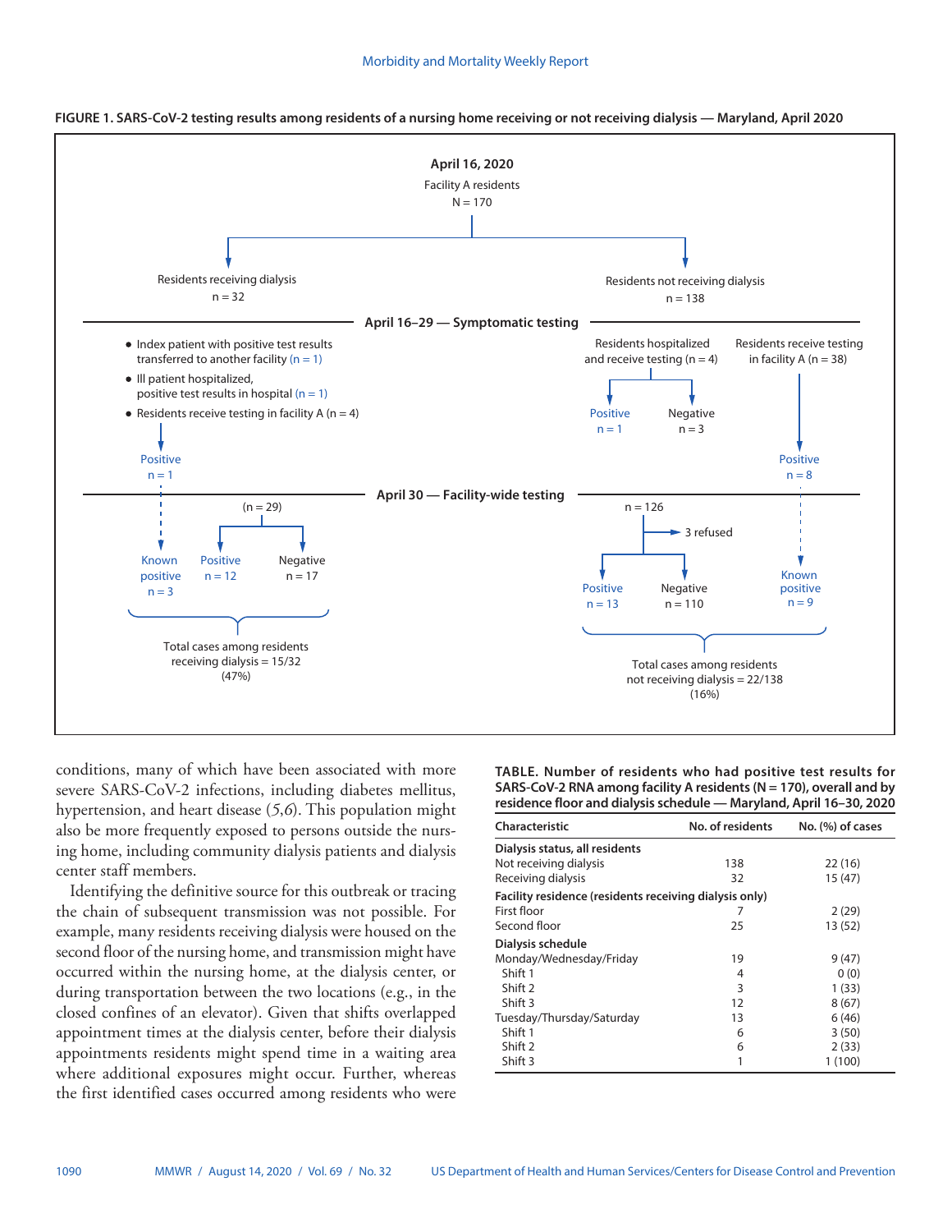**FIGURE 1. SARS-CoV-2 testing results among residents of a nursing home receiving or not receiving dialysis — Maryland, April 2020**

**April 16, 2020**
Facility A residents
N = 170

Residents receiving dialysis
n = 32

Residents not receiving dialysis
n = 138

**April 16–29 — Symptomatic testing**

Residents receiving dialysis:
- Index patient with positive test results transferred to another facility (n = 1)
- Ill patient hospitalized, positive test results in hospital (n = 1)
- Residents receive testing in facility A (n = 4)
  - Positive n = 1

Residents not receiving dialysis:
- Residents hospitalized and receive testing (n = 4)
  - Positive n = 1
  - Negative n = 3
- Residents receive testing in facility A (n = 38)
  - Positive n = 8

**April 30 — Facility-wide testing**

Residents receiving dialysis:
- Known positive n = 3
- (n = 29)
  - Positive n = 12
  - Negative n = 17

Total cases among residents receiving dialysis = 15/32 (47%)

Residents not receiving dialysis:
- n = 126
  - 3 refused
  - Positive n = 13
  - Negative n = 110
- Known positive n = 9

Total cases among residents not receiving dialysis = 22/138 (16%)

conditions, many of which have been associated with more severe SARS-CoV-2 infections, including diabetes mellitus, hypertension, and heart disease (*5*,*6*). This population might also be more frequently exposed to persons outside the nursing home, including community dialysis patients and dialysis center staff members.

Identifying the definitive source for this outbreak or tracing the chain of subsequent transmission was not possible. For example, many residents receiving dialysis were housed on the second floor of the nursing home, and transmission might have occurred within the nursing home, at the dialysis center, or during transportation between the two locations (e.g., in the closed confines of an elevator). Given that shifts overlapped appointment times at the dialysis center, before their dialysis appointments residents might spend time in a waiting area where additional exposures might occur. Further, whereas the first identified cases occurred among residents who were

**TABLE. Number of residents who had positive test results for SARS-CoV-2 RNA among facility A residents (N = 170), overall and by residence floor and dialysis schedule — Maryland, April 16–30, 2020**

| Characteristic | No. of residents | No. (%) of cases |
|---|---|---|
| **Dialysis status, all residents** | | |
| Not receiving dialysis | 138 | 22 (16) |
| Receiving dialysis | 32 | 15 (47) |
| **Facility residence (residents receiving dialysis only)** | | |
| First floor | 7 | 2 (29) |
| Second floor | 25 | 13 (52) |
| **Dialysis schedule** | | |
| Monday/Wednesday/Friday | 19 | 9 (47) |
| Shift 1 | 4 | 0 (0) |
| Shift 2 | 3 | 1 (33) |
| Shift 3 | 12 | 8 (67) |
| Tuesday/Thursday/Saturday | 13 | 6 (46) |
| Shift 1 | 6 | 3 (50) |
| Shift 2 | 6 | 2 (33) |
| Shift 3 | 1 | 1 (100) |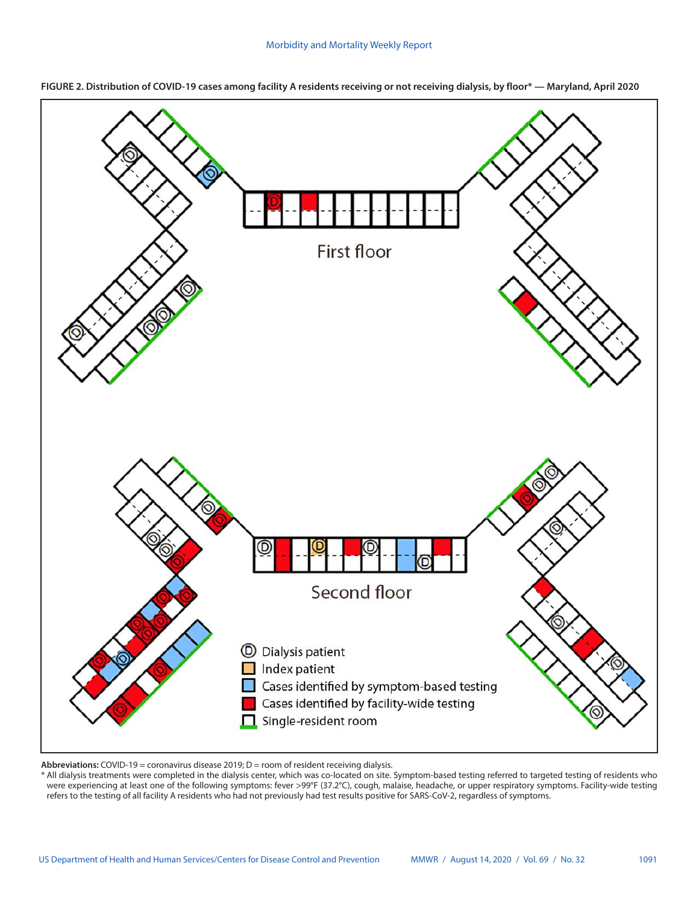**FIGURE 2. Distribution of COVID-19 cases among facility A residents receiving or not receiving dialysis, by floor* — Maryland, April 2020**

**Abbreviations:** COVID-19 = coronavirus disease 2019; D = room of resident receiving dialysis.

\* All dialysis treatments were completed in the dialysis center, which was co-located on site. Symptom-based testing referred to targeted testing of residents who were experiencing at least one of the following symptoms: fever >99°F (37.2°C), cough, malaise, headache, or upper respiratory symptoms. Facility-wide testing refers to the testing of all facility A residents who had not previously had test results positive for SARS-CoV-2, regardless of symptoms.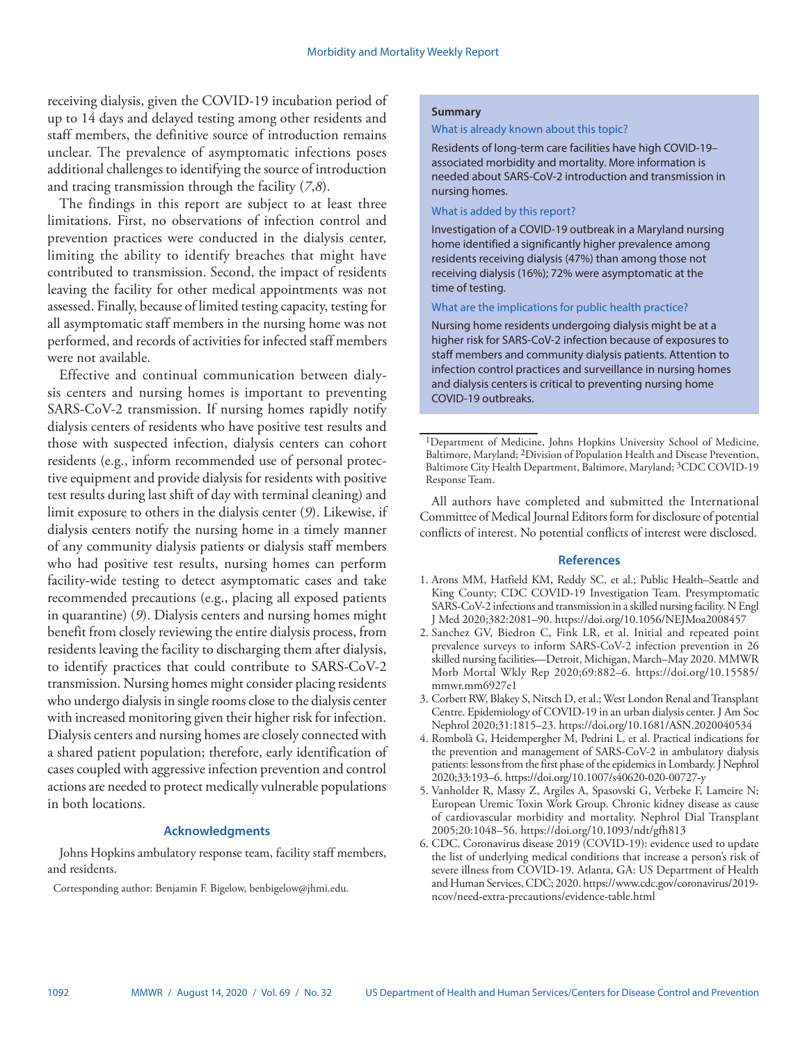receiving dialysis, given the COVID-19 incubation period of up to 14 days and delayed testing among other residents and staff members, the definitive source of introduction remains unclear. The prevalence of asymptomatic infections poses additional challenges to identifying the source of introduction and tracing transmission through the facility (*7*,*8*).

The findings in this report are subject to at least three limitations. First, no observations of infection control and prevention practices were conducted in the dialysis center, limiting the ability to identify breaches that might have contributed to transmission. Second, the impact of residents leaving the facility for other medical appointments was not assessed. Finally, because of limited testing capacity, testing for all asymptomatic staff members in the nursing home was not performed, and records of activities for infected staff members were not available.

Effective and continual communication between dialysis centers and nursing homes is important to preventing SARS-CoV-2 transmission. If nursing homes rapidly notify dialysis centers of residents who have positive test results and those with suspected infection, dialysis centers can cohort residents (e.g., inform recommended use of personal protective equipment and provide dialysis for residents with positive test results during last shift of day with terminal cleaning) and limit exposure to others in the dialysis center (*9*). Likewise, if dialysis centers notify the nursing home in a timely manner of any community dialysis patients or dialysis staff members who had positive test results, nursing homes can perform facility-wide testing to detect asymptomatic cases and take recommended precautions (e.g., placing all exposed patients in quarantine) (*9*). Dialysis centers and nursing homes might benefit from closely reviewing the entire dialysis process, from residents leaving the facility to discharging them after dialysis, to identify practices that could contribute to SARS-CoV-2 transmission. Nursing homes might consider placing residents who undergo dialysis in single rooms close to the dialysis center with increased monitoring given their higher risk for infection. Dialysis centers and nursing homes are closely connected with a shared patient population; therefore, early identification of cases coupled with aggressive infection prevention and control actions are needed to protect medically vulnerable populations in both locations.

### Acknowledgments

Johns Hopkins ambulatory response team, facility staff members, and residents.

Corresponding author: Benjamin F. Bigelow, benbigelow@jhmi.edu.

> **Summary**
>
> **What is already known about this topic?**
>
> Residents of long-term care facilities have high COVID-19–associated morbidity and mortality. More information is needed about SARS-CoV-2 introduction and transmission in nursing homes.
>
> **What is added by this report?**
>
> Investigation of a COVID-19 outbreak in a Maryland nursing home identified a significantly higher prevalence among residents receiving dialysis (47%) than among those not receiving dialysis (16%); 72% were asymptomatic at the time of testing.
>
> **What are the implications for public health practice?**
>
> Nursing home residents undergoing dialysis might be at a higher risk for SARS-CoV-2 infection because of exposures to staff members and community dialysis patients. Attention to infection control practices and surveillance in nursing homes and dialysis centers is critical to preventing nursing home COVID-19 outbreaks.

[1]Department of Medicine, Johns Hopkins University School of Medicine, Baltimore, Maryland; [2]Division of Population Health and Disease Prevention, Baltimore City Health Department, Baltimore, Maryland; [3]CDC COVID-19 Response Team.

All authors have completed and submitted the International Committee of Medical Journal Editors form for disclosure of potential conflicts of interest. No potential conflicts of interest were disclosed.

### References

1. Arons MM, Hatfield KM, Reddy SC, et al.; Public Health–Seattle and King County; CDC COVID-19 Investigation Team. Presymptomatic SARS-CoV-2 infections and transmission in a skilled nursing facility. N Engl J Med 2020;382:2081–90. https://doi.org/10.1056/NEJMoa2008457
2. Sanchez GV, Biedron C, Fink LR, et al. Initial and repeated point prevalence surveys to inform SARS-CoV-2 infection prevention in 26 skilled nursing facilities—Detroit, Michigan, March–May 2020. MMWR Morb Mortal Wkly Rep 2020;69:882–6. https://doi.org/10.15585/mmwr.mm6927e1
3. Corbett RW, Blakey S, Nitsch D, et al.; West London Renal and Transplant Centre. Epidemiology of COVID-19 in an urban dialysis center. J Am Soc Nephrol 2020;31:1815–23. https://doi.org/10.1681/ASN.2020040534
4. Rombolà G, Heidempergher M, Pedrini L, et al. Practical indications for the prevention and management of SARS-CoV-2 in ambulatory dialysis patients: lessons from the first phase of the epidemics in Lombardy. J Nephrol 2020;33:193–6. https://doi.org/10.1007/s40620-020-00727-y
5. Vanholder R, Massy Z, Argiles A, Spasovski G, Verbeke F, Lameire N; European Uremic Toxin Work Group. Chronic kidney disease as cause of cardiovascular morbidity and mortality. Nephrol Dial Transplant 2005;20:1048–56. https://doi.org/10.1093/ndt/gfh813
6. CDC. Coronavirus disease 2019 (COVID-19): evidence used to update the list of underlying medical conditions that increase a person's risk of severe illness from COVID-19. Atlanta, GA: US Department of Health and Human Services, CDC; 2020. https://www.cdc.gov/coronavirus/2019-ncov/need-extra-precautions/evidence-table.html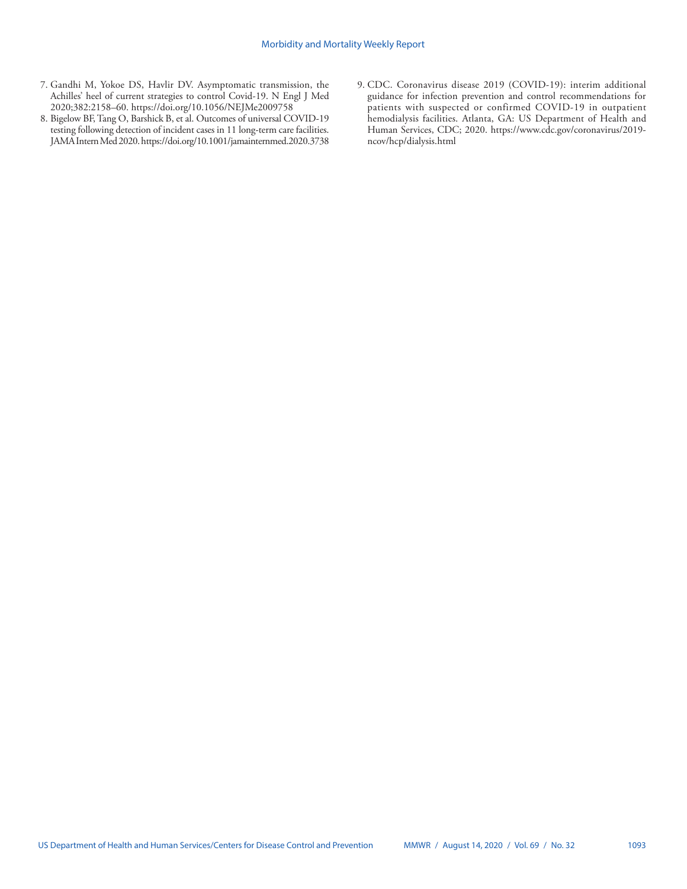7. Gandhi M, Yokoe DS, Havlir DV. Asymptomatic transmission, the Achilles' heel of current strategies to control Covid-19. N Engl J Med 2020;382:2158–60. https://doi.org/10.1056/NEJMe2009758
8. Bigelow BF, Tang O, Barshick B, et al. Outcomes of universal COVID-19 testing following detection of incident cases in 11 long-term care facilities. JAMA Intern Med 2020. https://doi.org/10.1001/jamainternmed.2020.3738
9. CDC. Coronavirus disease 2019 (COVID-19): interim additional guidance for infection prevention and control recommendations for patients with suspected or confirmed COVID-19 in outpatient hemodialysis facilities. Atlanta, GA: US Department of Health and Human Services, CDC; 2020. https://www.cdc.gov/coronavirus/2019-ncov/hcp/dialysis.html